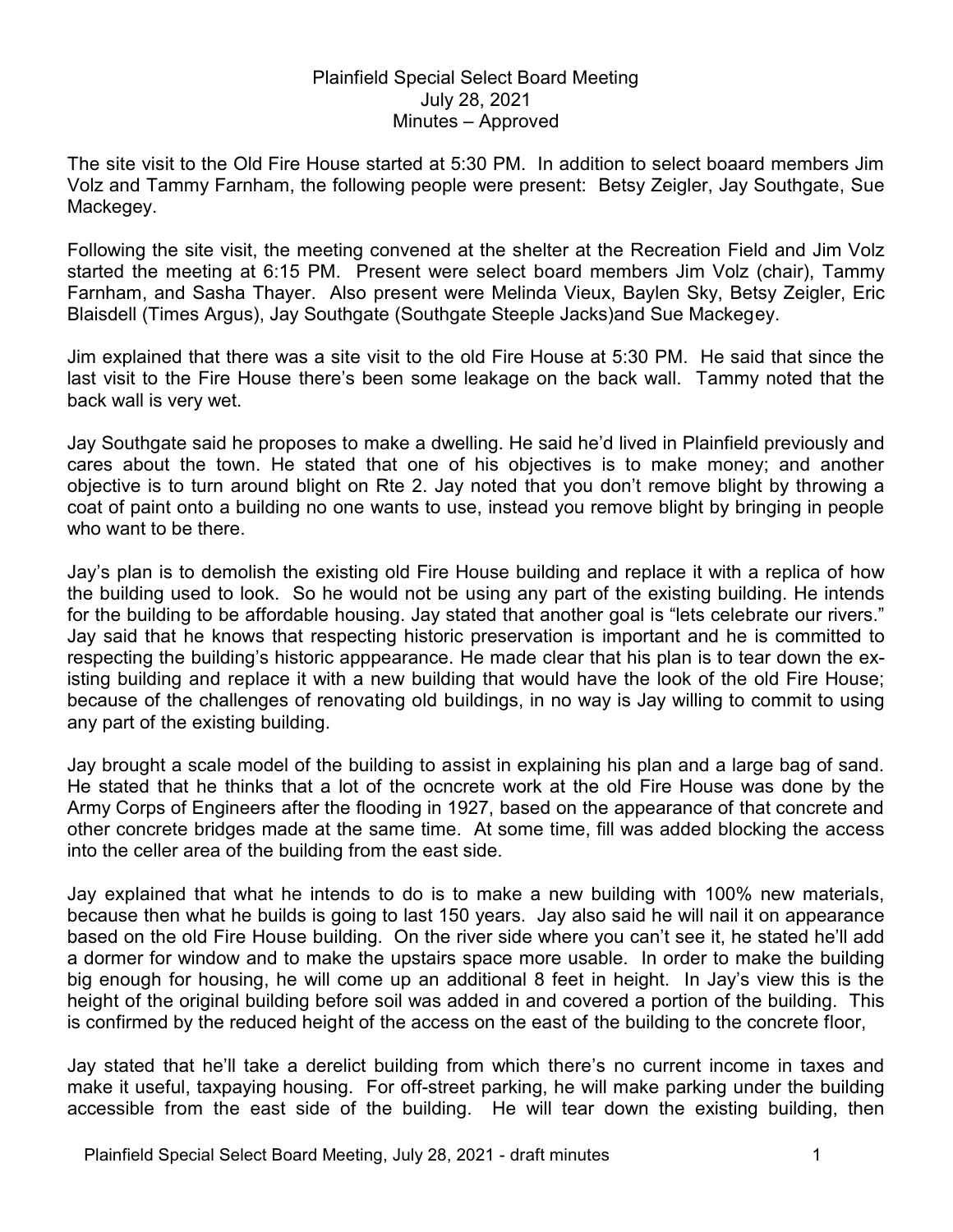Plainfield Special Select Board Meeting
July 28, 2021
Minutes – Approved

The site visit to the Old Fire House started at 5:30 PM. In addition to select boaard members Jim Volz and Tammy Farnham, the following people were present: Betsy Zeigler, Jay Southgate, Sue Mackegey.

Following the site visit, the meeting convened at the shelter at the Recreation Field and Jim Volz started the meeting at 6:15 PM. Present were select board members Jim Volz (chair), Tammy Farnham, and Sasha Thayer. Also present were Melinda Vieux, Baylen Sky, Betsy Zeigler, Eric Blaisdell (Times Argus), Jay Southgate (Southgate Steeple Jacks)and Sue Mackegey.

Jim explained that there was a site visit to the old Fire House at 5:30 PM. He said that since the last visit to the Fire House there's been some leakage on the back wall. Tammy noted that the back wall is very wet.

Jay Southgate said he proposes to make a dwelling. He said he'd lived in Plainfield previously and cares about the town. He stated that one of his objectives is to make money; and another objective is to turn around blight on Rte 2. Jay noted that you don't remove blight by throwing a coat of paint onto a building no one wants to use, instead you remove blight by bringing in people who want to be there.

Jay's plan is to demolish the existing old Fire House building and replace it with a replica of how the building used to look. So he would not be using any part of the existing building. He intends for the building to be affordable housing. Jay stated that another goal is "lets celebrate our rivers." Jay said that he knows that respecting historic preservation is important and he is committed to respecting the building's historic apppearance. He made clear that his plan is to tear down the existing building and replace it with a new building that would have the look of the old Fire House; because of the challenges of renovating old buildings, in no way is Jay willing to commit to using any part of the existing building.

Jay brought a scale model of the building to assist in explaining his plan and a large bag of sand. He stated that he thinks that a lot of the ocncrete work at the old Fire House was done by the Army Corps of Engineers after the flooding in 1927, based on the appearance of that concrete and other concrete bridges made at the same time. At some time, fill was added blocking the access into the celler area of the building from the east side.

Jay explained that what he intends to do is to make a new building with 100% new materials, because then what he builds is going to last 150 years. Jay also said he will nail it on appearance based on the old Fire House building. On the river side where you can't see it, he stated he'll add a dormer for window and to make the upstairs space more usable. In order to make the building big enough for housing, he will come up an additional 8 feet in height. In Jay's view this is the height of the original building before soil was added in and covered a portion of the building. This is confirmed by the reduced height of the access on the east of the building to the concrete floor,

Jay stated that he'll take a derelict building from which there's no current income in taxes and make it useful, taxpaying housing. For off-street parking, he will make parking under the building accessible from the east side of the building. He will tear down the existing building, then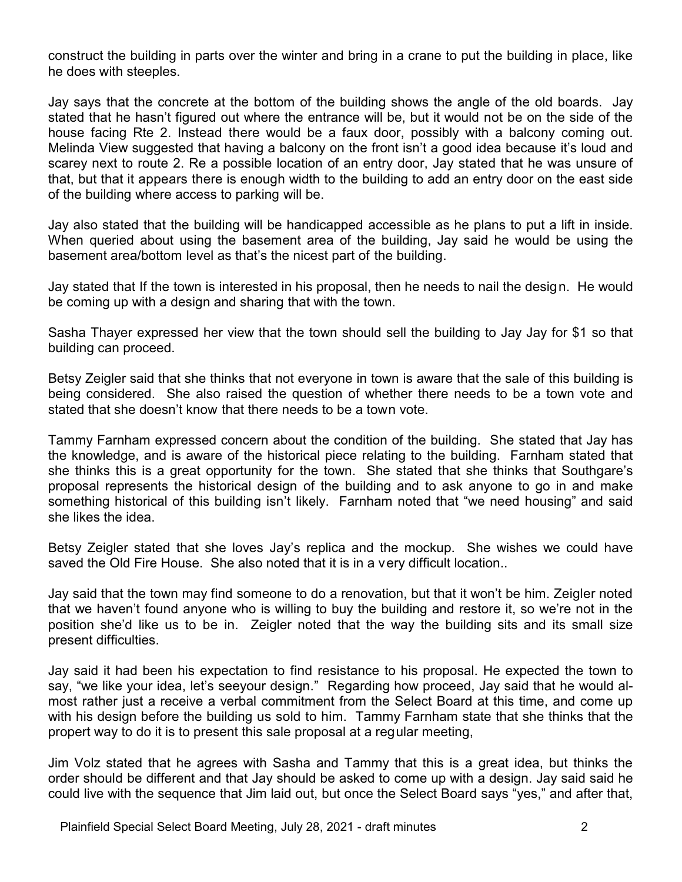construct the building in parts over the winter and bring in a crane to put the building in place, like he does with steeples.

Jay says that the concrete at the bottom of the building shows the angle of the old boards. Jay stated that he hasn't figured out where the entrance will be, but it would not be on the side of the house facing Rte 2. Instead there would be a faux door, possibly with a balcony coming out. Melinda View suggested that having a balcony on the front isn't a good idea because it's loud and scarey next to route 2. Re a possible location of an entry door, Jay stated that he was unsure of that, but that it appears there is enough width to the building to add an entry door on the east side of the building where access to parking will be.

Jay also stated that the building will be handicapped accessible as he plans to put a lift in inside. When queried about using the basement area of the building, Jay said he would be using the basement area/bottom level as that's the nicest part of the building.

Jay stated that If the town is interested in his proposal, then he needs to nail the design. He would be coming up with a design and sharing that with the town.

Sasha Thayer expressed her view that the town should sell the building to Jay Jay for $1 so that building can proceed.

Betsy Zeigler said that she thinks that not everyone in town is aware that the sale of this building is being considered. She also raised the question of whether there needs to be a town vote and stated that she doesn't know that there needs to be a town vote.

Tammy Farnham expressed concern about the condition of the building. She stated that Jay has the knowledge, and is aware of the historical piece relating to the building. Farnham stated that she thinks this is a great opportunity for the town. She stated that she thinks that Southgare's proposal represents the historical design of the building and to ask anyone to go in and make something historical of this building isn't likely. Farnham noted that "we need housing" and said she likes the idea.

Betsy Zeigler stated that she loves Jay's replica and the mockup. She wishes we could have saved the Old Fire House. She also noted that it is in a very difficult location..

Jay said that the town may find someone to do a renovation, but that it won't be him. Zeigler noted that we haven't found anyone who is willing to buy the building and restore it, so we're not in the position she'd like us to be in. Zeigler noted that the way the building sits and its small size present difficulties.

Jay said it had been his expectation to find resistance to his proposal. He expected the town to say, "we like your idea, let's seeyour design." Regarding how proceed, Jay said that he would almost rather just a receive a verbal commitment from the Select Board at this time, and come up with his design before the building us sold to him. Tammy Farnham state that she thinks that the propert way to do it is to present this sale proposal at a regular meeting,

Jim Volz stated that he agrees with Sasha and Tammy that this is a great idea, but thinks the order should be different and that Jay should be asked to come up with a design. Jay said said he could live with the sequence that Jim laid out, but once the Select Board says "yes," and after that,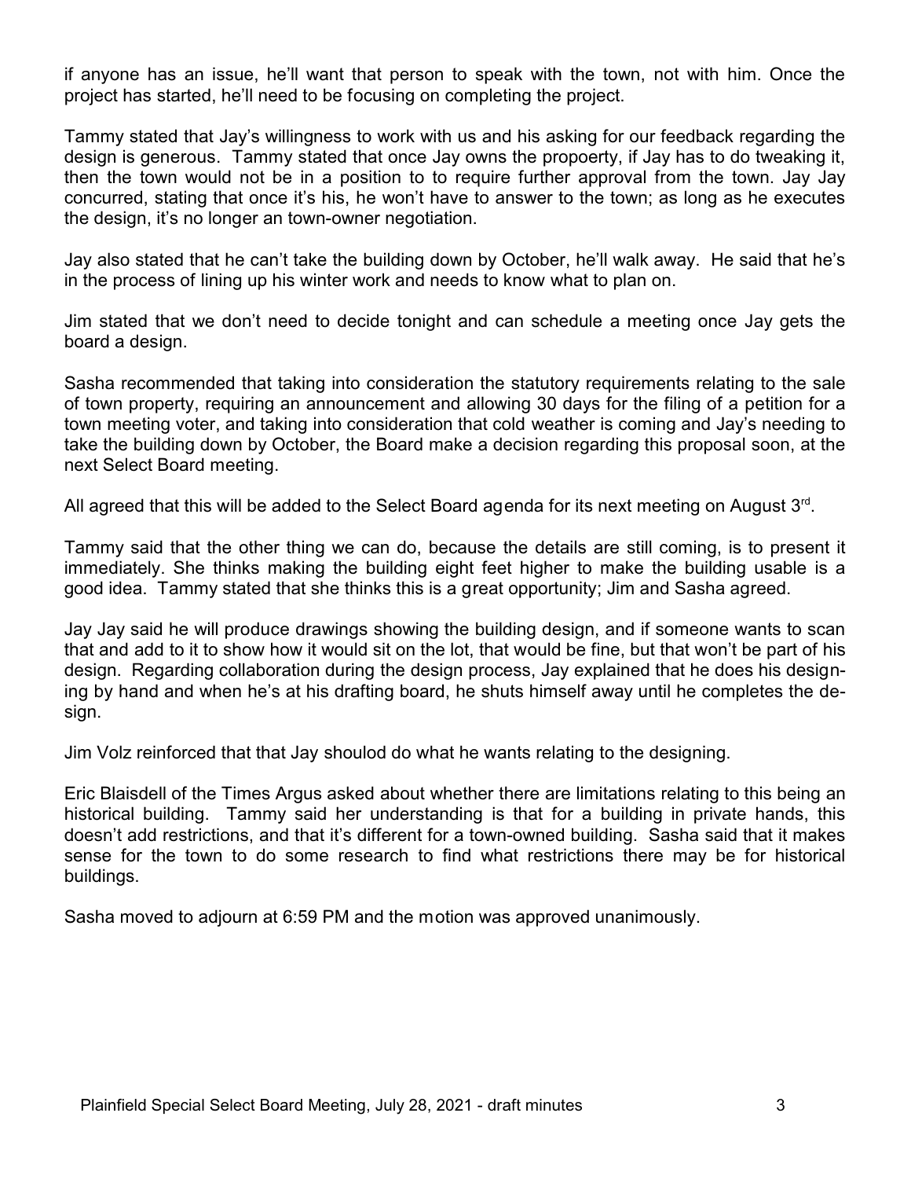if anyone has an issue, he'll want that person to speak with the town, not with him. Once the project has started, he'll need to be focusing on completing the project.

Tammy stated that Jay's willingness to work with us and his asking for our feedback regarding the design is generous. Tammy stated that once Jay owns the propoerty, if Jay has to do tweaking it, then the town would not be in a position to to require further approval from the town. Jay Jay concurred, stating that once it's his, he won't have to answer to the town; as long as he executes the design, it's no longer an town-owner negotiation.

Jay also stated that he can't take the building down by October, he'll walk away. He said that he's in the process of lining up his winter work and needs to know what to plan on.

Jim stated that we don't need to decide tonight and can schedule a meeting once Jay gets the board a design.

Sasha recommended that taking into consideration the statutory requirements relating to the sale of town property, requiring an announcement and allowing 30 days for the filing of a petition for a town meeting voter, and taking into consideration that cold weather is coming and Jay's needing to take the building down by October, the Board make a decision regarding this proposal soon, at the next Select Board meeting.

All agreed that this will be added to the Select Board agenda for its next meeting on August 3rd.

Tammy said that the other thing we can do, because the details are still coming, is to present it immediately. She thinks making the building eight feet higher to make the building usable is a good idea. Tammy stated that she thinks this is a great opportunity; Jim and Sasha agreed.

Jay Jay said he will produce drawings showing the building design, and if someone wants to scan that and add to it to show how it would sit on the lot, that would be fine, but that won't be part of his design. Regarding collaboration during the design process, Jay explained that he does his designing by hand and when he's at his drafting board, he shuts himself away until he completes the design.

Jim Volz reinforced that that Jay shoulod do what he wants relating to the designing.

Eric Blaisdell of the Times Argus asked about whether there are limitations relating to this being an historical building. Tammy said her understanding is that for a building in private hands, this doesn't add restrictions, and that it's different for a town-owned building. Sasha said that it makes sense for the town to do some research to find what restrictions there may be for historical buildings.

Sasha moved to adjourn at 6:59 PM and the motion was approved unanimously.